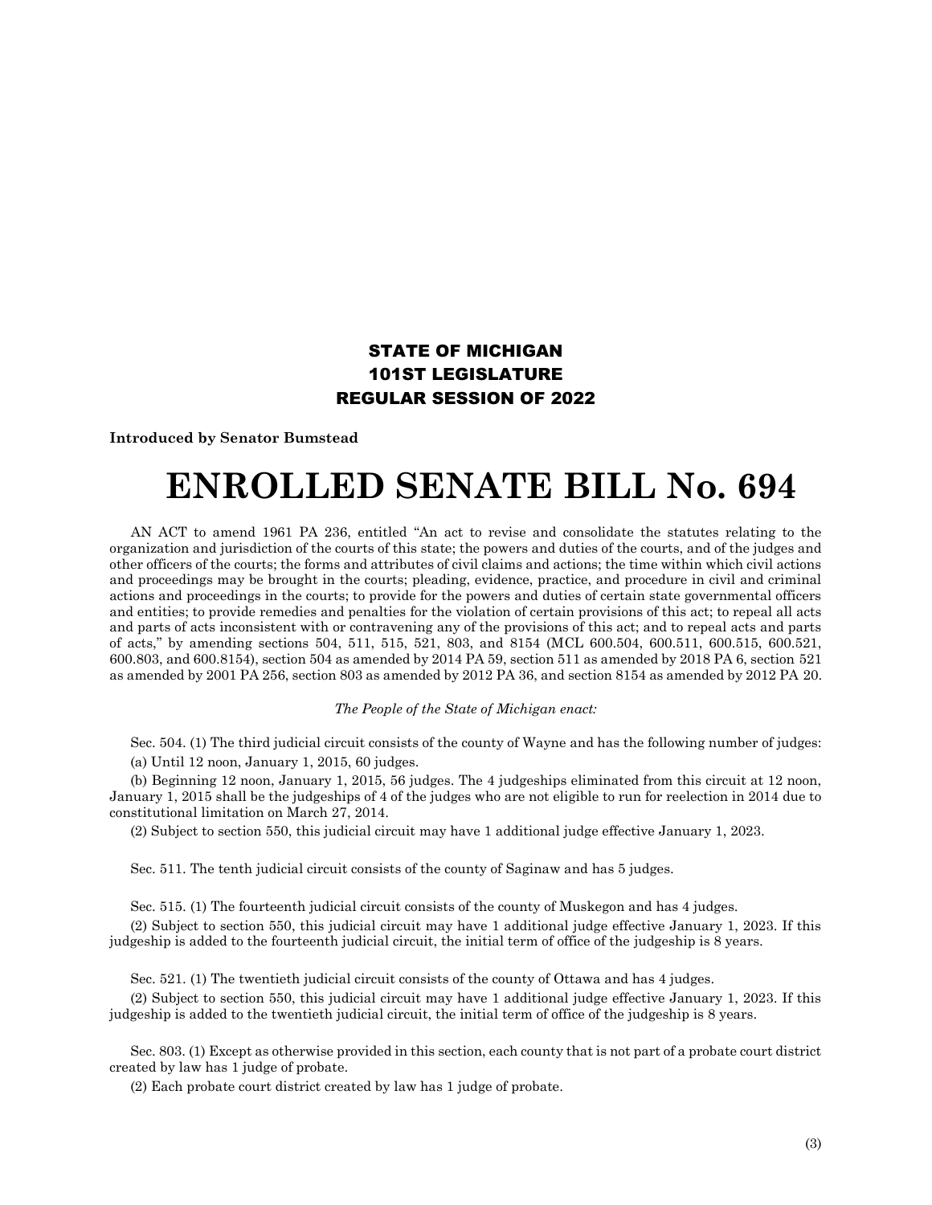**STATE OF MICHIGAN**
**101ST LEGISLATURE**
**REGULAR SESSION OF 2022**

**Introduced by Senator Bumstead**

# ENROLLED SENATE BILL No. 694

AN ACT to amend 1961 PA 236, entitled "An act to revise and consolidate the statutes relating to the organization and jurisdiction of the courts of this state; the powers and duties of the courts, and of the judges and other officers of the courts; the forms and attributes of civil claims and actions; the time within which civil actions and proceedings may be brought in the courts; pleading, evidence, practice, and procedure in civil and criminal actions and proceedings in the courts; to provide for the powers and duties of certain state governmental officers and entities; to provide remedies and penalties for the violation of certain provisions of this act; to repeal all acts and parts of acts inconsistent with or contravening any of the provisions of this act; and to repeal acts and parts of acts," by amending sections 504, 511, 515, 521, 803, and 8154 (MCL 600.504, 600.511, 600.515, 600.521, 600.803, and 600.8154), section 504 as amended by 2014 PA 59, section 511 as amended by 2018 PA 6, section 521 as amended by 2001 PA 256, section 803 as amended by 2012 PA 36, and section 8154 as amended by 2012 PA 20.

*The People of the State of Michigan enact:*

Sec. 504. (1) The third judicial circuit consists of the county of Wayne and has the following number of judges:

(a) Until 12 noon, January 1, 2015, 60 judges.

(b) Beginning 12 noon, January 1, 2015, 56 judges. The 4 judgeships eliminated from this circuit at 12 noon, January 1, 2015 shall be the judgeships of 4 of the judges who are not eligible to run for reelection in 2014 due to constitutional limitation on March 27, 2014.

(2) Subject to section 550, this judicial circuit may have 1 additional judge effective January 1, 2023.

Sec. 511. The tenth judicial circuit consists of the county of Saginaw and has 5 judges.

Sec. 515. (1) The fourteenth judicial circuit consists of the county of Muskegon and has 4 judges.

(2) Subject to section 550, this judicial circuit may have 1 additional judge effective January 1, 2023. If this judgeship is added to the fourteenth judicial circuit, the initial term of office of the judgeship is 8 years.

Sec. 521. (1) The twentieth judicial circuit consists of the county of Ottawa and has 4 judges.

(2) Subject to section 550, this judicial circuit may have 1 additional judge effective January 1, 2023. If this judgeship is added to the twentieth judicial circuit, the initial term of office of the judgeship is 8 years.

Sec. 803. (1) Except as otherwise provided in this section, each county that is not part of a probate court district created by law has 1 judge of probate.

(2) Each probate court district created by law has 1 judge of probate.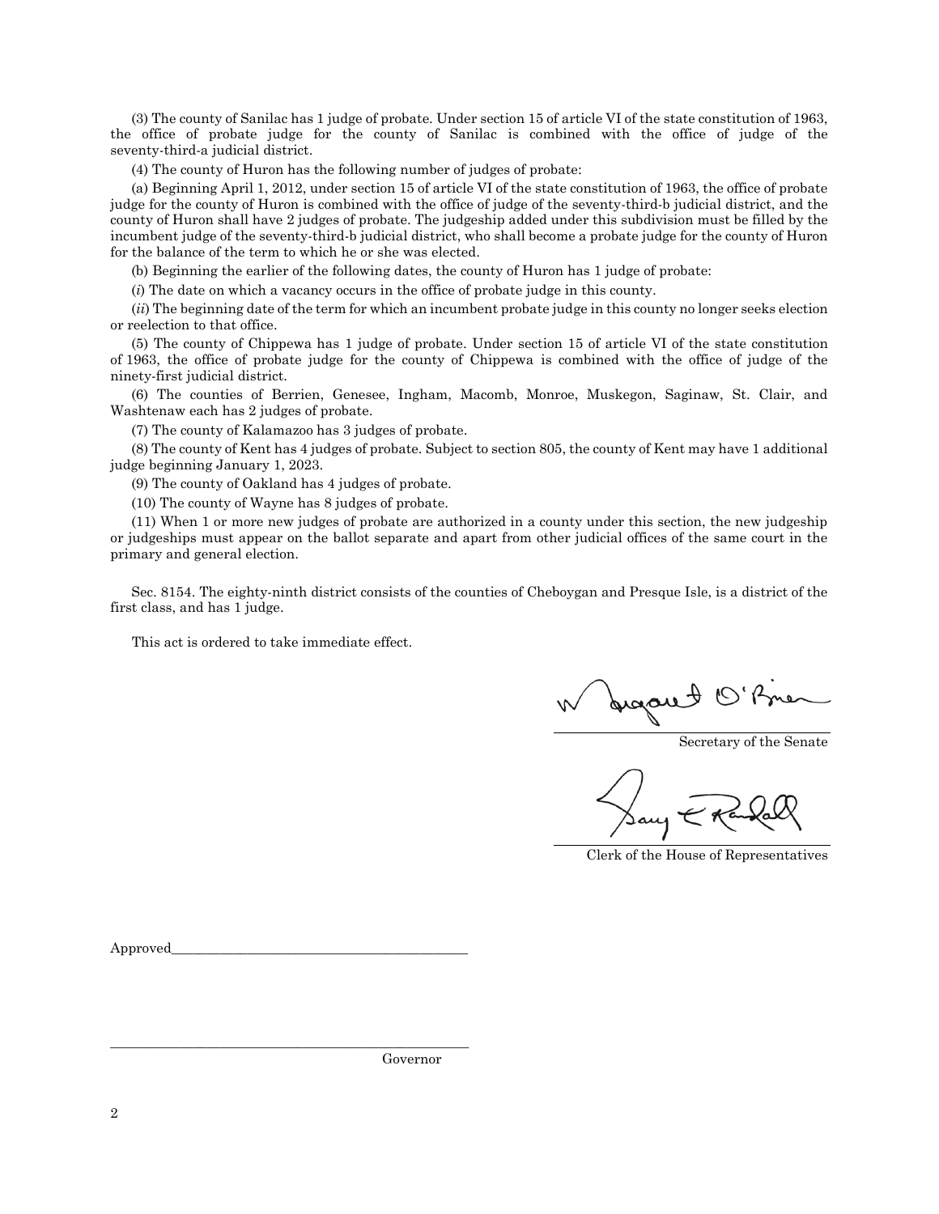(3) The county of Sanilac has 1 judge of probate. Under section 15 of article VI of the state constitution of 1963, the office of probate judge for the county of Sanilac is combined with the office of judge of the seventy-third-a judicial district.

(4) The county of Huron has the following number of judges of probate:

(a) Beginning April 1, 2012, under section 15 of article VI of the state constitution of 1963, the office of probate judge for the county of Huron is combined with the office of judge of the seventy-third-b judicial district, and the county of Huron shall have 2 judges of probate. The judgeship added under this subdivision must be filled by the incumbent judge of the seventy-third-b judicial district, who shall become a probate judge for the county of Huron for the balance of the term to which he or she was elected.

(b) Beginning the earlier of the following dates, the county of Huron has 1 judge of probate:

(*i*) The date on which a vacancy occurs in the office of probate judge in this county.

(*ii*) The beginning date of the term for which an incumbent probate judge in this county no longer seeks election or reelection to that office.

(5) The county of Chippewa has 1 judge of probate. Under section 15 of article VI of the state constitution of 1963, the office of probate judge for the county of Chippewa is combined with the office of judge of the ninety-first judicial district.

(6) The counties of Berrien, Genesee, Ingham, Macomb, Monroe, Muskegon, Saginaw, St. Clair, and Washtenaw each has 2 judges of probate.

(7) The county of Kalamazoo has 3 judges of probate.

(8) The county of Kent has 4 judges of probate. Subject to section 805, the county of Kent may have 1 additional judge beginning January 1, 2023.

(9) The county of Oakland has 4 judges of probate.

(10) The county of Wayne has 8 judges of probate.

(11) When 1 or more new judges of probate are authorized in a county under this section, the new judgeship or judgeships must appear on the ballot separate and apart from other judicial offices of the same court in the primary and general election.

Sec. 8154. The eighty-ninth district consists of the counties of Cheboygan and Presque Isle, is a district of the first class, and has 1 judge.

This act is ordered to take immediate effect.

Margaret O'Brien
Secretary of the Senate

Gary E Randall
Clerk of the House of Representatives

Approved\_\_\_\_\_\_\_\_\_\_\_\_\_\_\_\_\_\_\_\_\_\_\_\_\_\_\_\_\_\_\_\_\_\_\_\_\_\_\_\_\_

\_\_\_\_\_\_\_\_\_\_\_\_\_\_\_\_\_\_\_\_\_\_\_\_\_\_\_\_\_\_\_\_\_\_\_\_\_\_\_\_\_\_\_\_\_\_\_\_

Governor